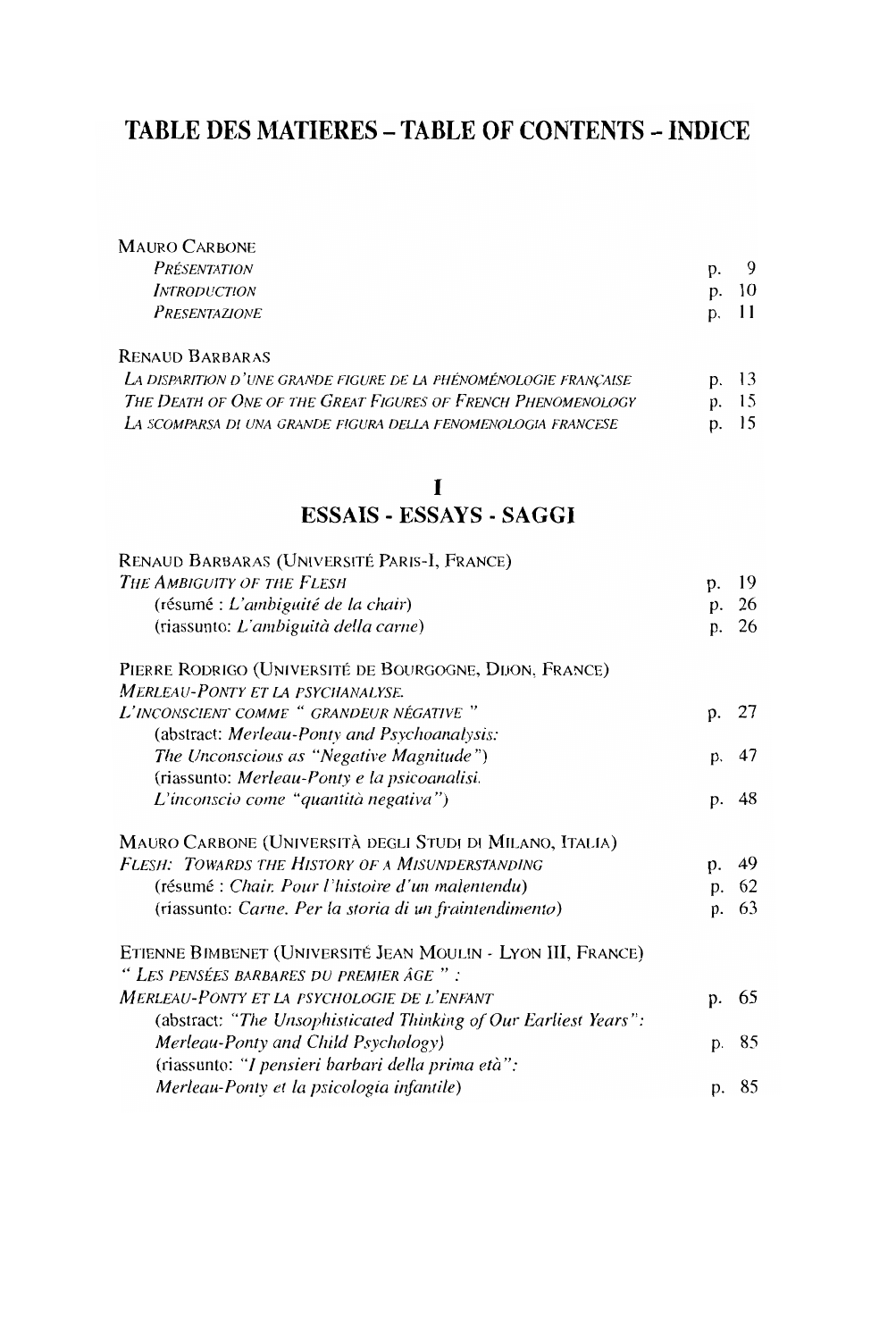# TABLE DES MATIERES – TABLE OF CONTENTS – INDICE

MAURO CARBONE

*PRÉSENTATION* p. 9

*INTRODUCTION* p. 10

*PRESENTAZIONE* p. 11

RENAUD BARBARAS

*LA DISPARITION D'UNE GRANDE FIGURE DE LA PHÉNOMÉNOLOGIE FRANÇAISE* p. 13

*THE DEATH OF ONE OF THE GREAT FIGURES OF FRENCH PHENOMENOLOGY* p. 15

*LA SCOMPARSA DI UNA GRANDE FIGURA DELLA FENOMENOLOGIA FRANCESE* p. 15

## I
## ESSAIS - ESSAYS - SAGGI

RENAUD BARBARAS (UNIVERSITÉ PARIS-I, FRANCE)

*THE AMBIGUITY OF THE FLESH* p. 19

(résumé : *L'ambiguité de la chair*) p. 26

(riassunto: *L'ambiguità della carne*) p. 26

PIERRE RODRIGO (UNIVERSITÉ DE BOURGOGNE, DIJON, FRANCE)

*MERLEAU-PONTY ET LA PSYCHANALYSE. L'INCONSCIENT COMME " GRANDEUR NÉGATIVE "* p. 27

(abstract: *Merleau-Ponty and Psychoanalysis: The Unconscious as "Negative Magnitude"*) p. 47

(riassunto: *Merleau-Ponty e la psicoanalisi. L'inconscio come "quantità negativa"*) p. 48

MAURO CARBONE (UNIVERSITÀ DEGLI STUDI DI MILANO, ITALIA)

*FLESH: TOWARDS THE HISTORY OF A MISUNDERSTANDING* p. 49

(résumé : *Chair. Pour l'histoire d'un malentendu*) p. 62

(riassunto: *Carne. Per la storia di un fraintendimento*) p. 63

ETIENNE BIMBENET (UNIVERSITÉ JEAN MOULIN - LYON III, FRANCE)

*" LES PENSÉES BARBARES DU PREMIER ÂGE " : MERLEAU-PONTY ET LA PSYCHOLOGIE DE L'ENFANT* p. 65

(abstract: *"The Unsophisticated Thinking of Our Earliest Years": Merleau-Ponty and Child Psychology*) p. 85

(riassunto: *"I pensieri barbari della prima età": Merleau-Ponty et la psicologia infantile*) p. 85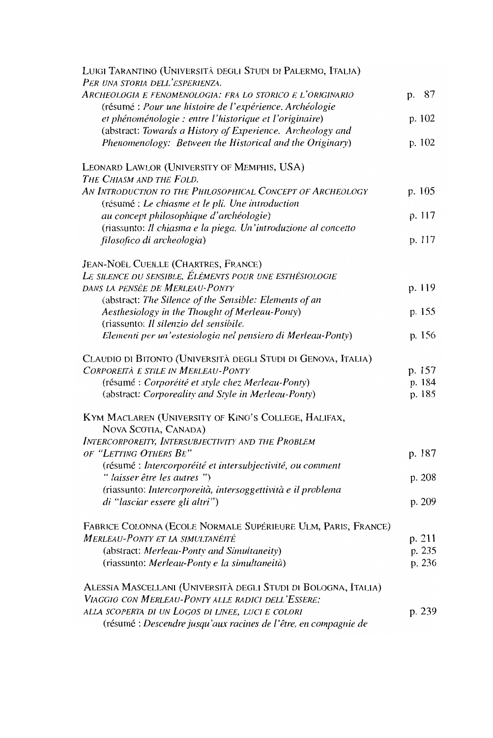Luigi Tarantino (Università degli Studi di Palermo, Italia)
*Per una storia dell'esperienza.*
*Archeologia e fenomenologia: fra lo storico e l'originario* p. 87
(résumé : *Pour une histoire de l'expérience. Archéologie et phénoménologie : entre l'historique et l'originaire*) p. 102
(abstract: *Towards a History of Experience. Archeology and Phenomenology: Between the Historical and the Originary*) p. 102

Leonard Lawlor (University of Memphis, USA)
*The Chiasm and the Fold.*
*An Introduction to the Philosophical Concept of Archeology* p. 105
(résumé : *Le chiasme et le pli. Une introduction au concept philosophique d'archéologie*) p. 117
(riassunto: *Il chiasma e la piega. Un'introduzione al concetto filosofico di archeologia*) p. 117

Jean-Noël Cueille (Chartres, France)
*Le silence du sensible. Éléments pour une esthésiologie dans la pensée de Merleau-Ponty* p. 119
(abstract: *The Silence of the Sensible: Elements of an Aesthesiology in the Thought of Merleau-Ponty*) p. 155
(riassunto: *Il silenzio del sensibile. Elementi per un'estesiologia nel pensiero di Merleau-Ponty*) p. 156

Claudio Di Bitonto (Università degli Studi di Genova, Italia)
*Corporeità e stile in Merleau-Ponty* p. 157
(résumé : *Corporéité et style chez Merleau-Ponty*) p. 184
(abstract: *Corporeality and Style in Merleau-Ponty*) p. 185

Kym Maclaren (University of King's College, Halifax, Nova Scotia, Canada)
*Intercorporeity, Intersubjectivity and the Problem of "Letting Others Be"* p. 187
(résumé : *Intercorporéité et intersubjectivité, ou comment " laisser être les autres "*) p. 208
(riassunto: *Intercorporeità, intersoggettività e il problema di "lasciar essere gli altri"*) p. 209

Fabrice Colonna (Ecole Normale Supérieure Ulm, Paris, France)
*Merleau-Ponty et la simultanéité* p. 211
(abstract: *Merleau-Ponty and Simultaneity*) p. 235
(riassunto: *Merleau-Ponty e la simultaneità*) p. 236

Alessia Mascellani (Università degli Studi di Bologna, Italia)
*Viaggio con Merleau-Ponty alle radici dell'Essere: alla scoperta di un Logos di linee, luci e colori* p. 239
(résumé : *Descendre jusqu'aux racines de l'être, en compagnie de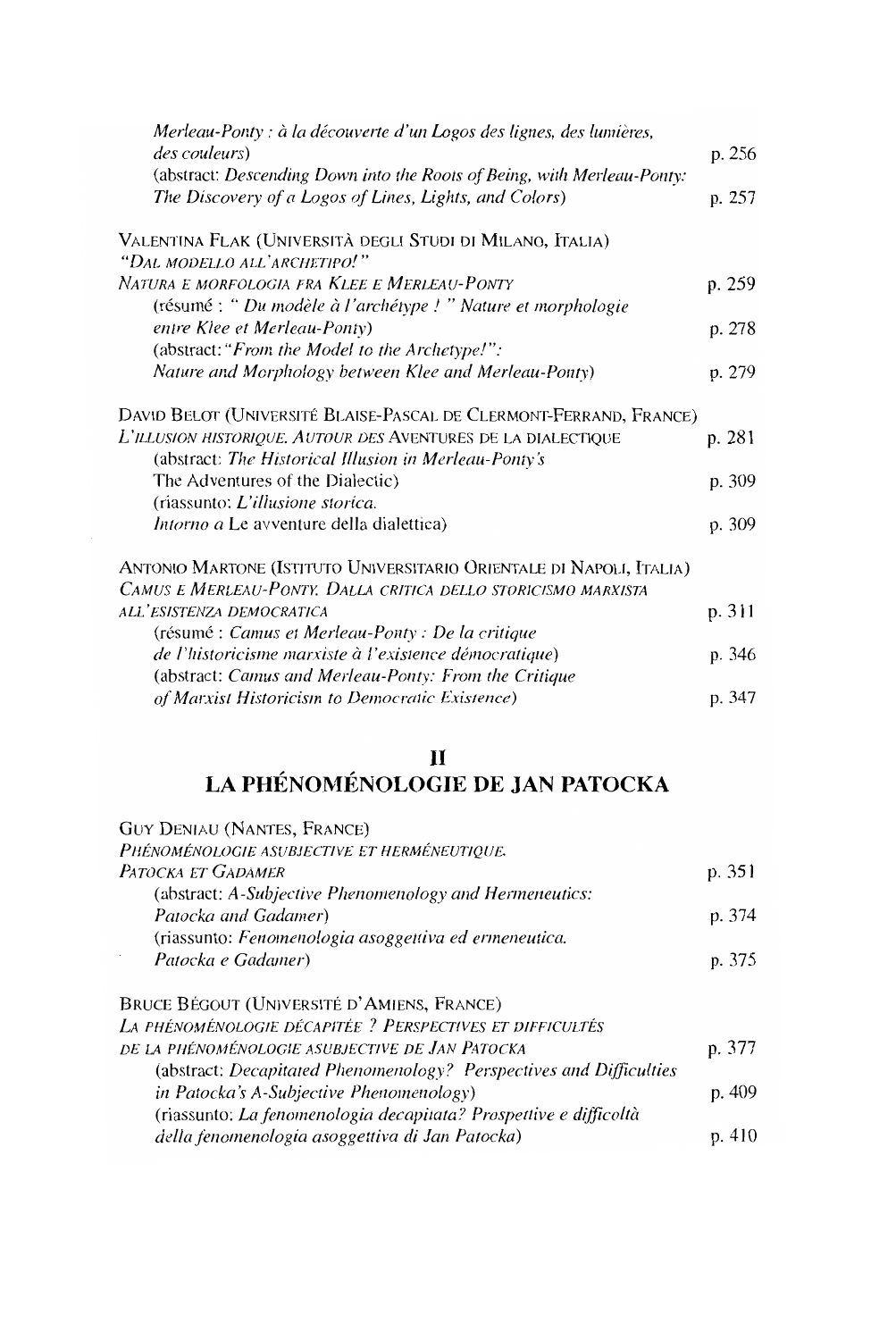*Merleau-Ponty : à la découverte d'un Logos des lignes, des lumières, des couleurs*) p. 256
(abstract: *Descending Down into the Roots of Being, with Merleau-Ponty: The Discovery of a Logos of Lines, Lights, and Colors*) p. 257

VALENTINA FLAK (UNIVERSITÀ DEGLI STUDI DI MILANO, ITALIA)
*"DAL MODELLO ALL'ARCHETIPO!" NATURA E MORFOLOGIA FRA KLEE E MERLEAU-PONTY* p. 259
(résumé : *" Du modèle à l'archétype ! " Nature et morphologie entre Klee et Merleau-Ponty*) p. 278
(abstract: *"From the Model to the Archetype!": Nature and Morphology between Klee and Merleau-Ponty*) p. 279

DAVID BELOT (UNIVERSITÉ BLAISE-PASCAL DE CLERMONT-FERRAND, FRANCE)
*L'ILLUSION HISTORIQUE. AUTOUR DES* AVENTURES DE LA DIALECTIQUE p. 281
(abstract: *The Historical Illusion in Merleau-Ponty's* The Adventures of the Dialectic) p. 309
(riassunto: *L'illusione storica. Intorno a* Le avventure della dialettica) p. 309

ANTONIO MARTONE (ISTITUTO UNIVERSITARIO ORIENTALE DI NAPOLI, ITALIA)
*CAMUS E MERLEAU-PONTY. DALLA CRITICA DELLO STORICISMO MARXISTA ALL'ESISTENZA DEMOCRATICA* p. 311
(résumé : *Camus et Merleau-Ponty : De la critique de l'historicisme marxiste à l'existence démocratique*) p. 346
(abstract: *Camus and Merleau-Ponty: From the Critique of Marxist Historicism to Democratic Existence*) p. 347

## II
## LA PHÉNOMÉNOLOGIE DE JAN PATOCKA

GUY DENIAU (NANTES, FRANCE)
*PHÉNOMÉNOLOGIE ASUBJECTIVE ET HERMÉNEUTIQUE. PATOCKA ET GADAMER* p. 351
(abstract: *A-Subjective Phenomenology and Hermeneutics: Patocka and Gadamer*) p. 374
(riassunto: *Fenomenologia asoggettiva ed ermeneutica. Patocka e Gadamer*) p. 375

BRUCE BÉGOUT (UNIVERSITÉ D'AMIENS, FRANCE)
*LA PHÉNOMÉNOLOGIE DÉCAPITÉE ? PERSPECTIVES ET DIFFICULTÉS DE LA PHÉNOMÉNOLOGIE ASUBJECTIVE DE JAN PATOCKA* p. 377
(abstract: *Decapitated Phenomenology? Perspectives and Difficulties in Patocka's A-Subjective Phenomenology*) p. 409
(riassunto: *La fenomenologia decapitata? Prospettive e difficoltà della fenomenologia asoggettiva di Jan Patocka*) p. 410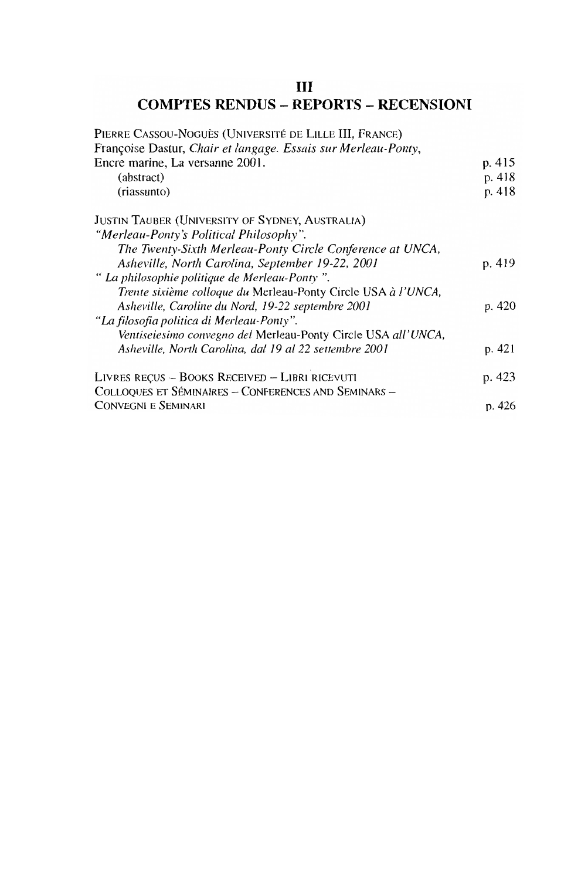## III
## COMPTES RENDUS – REPORTS – RECENSIONI

PIERRE CASSOU-NOGUÈS (UNIVERSITÉ DE LILLE III, FRANCE)
Françoise Dastur, *Chair et langage. Essais sur Merleau-Ponty*, Encre marine, La versanne 2001. p. 415
(abstract) p. 418
(riassunto) p. 418

JUSTIN TAUBER (UNIVERSITY OF SYDNEY, AUSTRALIA)
*"Merleau-Ponty's Political Philosophy". The Twenty-Sixth Merleau-Ponty Circle Conference at UNCA, Asheville, North Carolina, September 19-22, 2001* p. 419
*" La philosophie politique de Merleau-Ponty ". Trente sixième colloque du* Merleau-Ponty Circle USA *à l'UNCA, Asheville, Caroline du Nord, 19-22 septembre 2001* p. 420
*"La filosofia politica di Merleau-Ponty". Ventiseiesimo convegno del* Merleau-Ponty Circle USA *all'UNCA, Asheville, North Carolina, dal 19 al 22 settembre 2001* p. 421

LIVRES REÇUS – BOOKS RECEIVED – LIBRI RICEVUTI p. 423
COLLOQUES ET SÉMINAIRES – CONFERENCES AND SEMINARS – CONVEGNI E SEMINARI p. 426